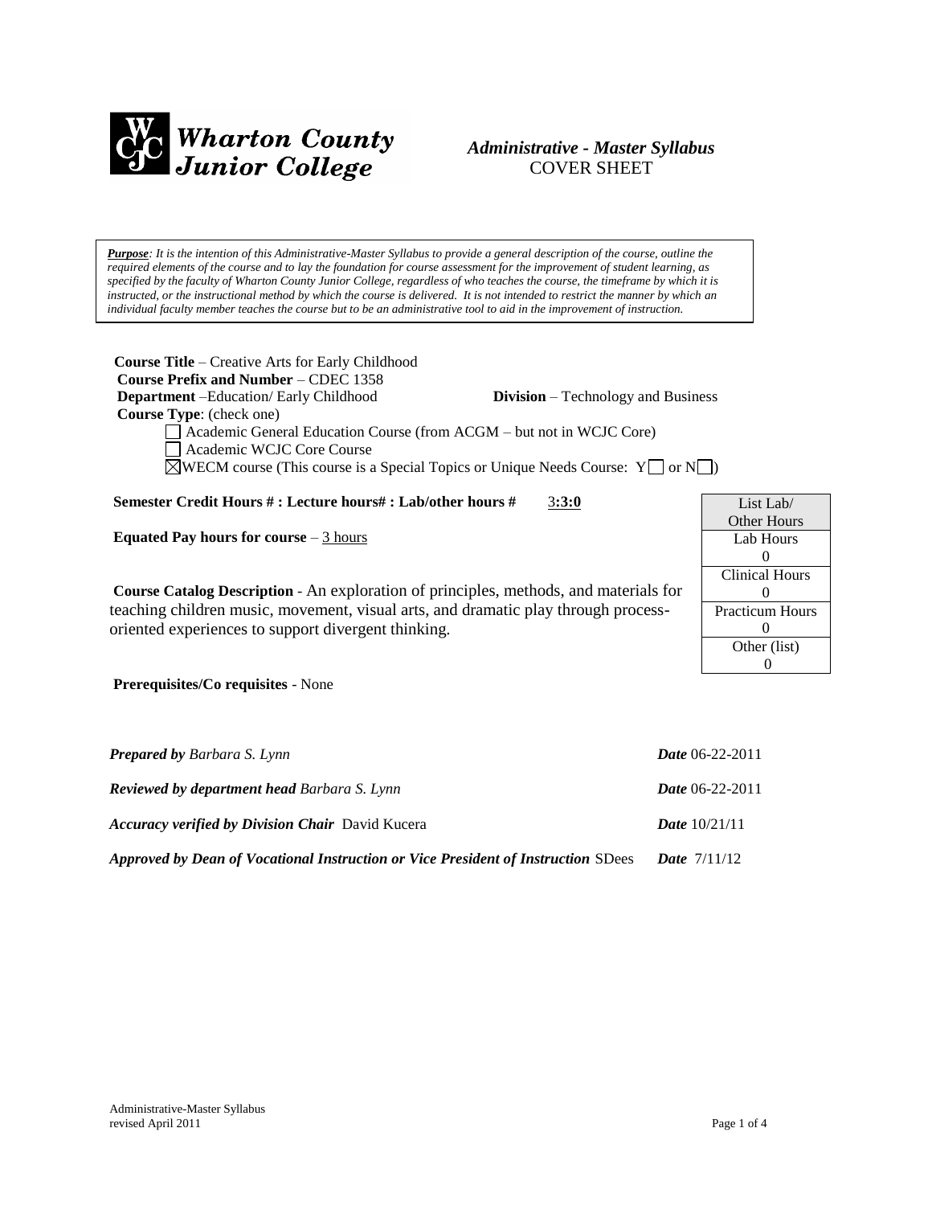**Wharton County Junior College**

# *Administrative - Master Syllabus*
## COVER SHEET

*__Purpose__: It is the intention of this Administrative-Master Syllabus to provide a general description of the course, outline the required elements of the course and to lay the foundation for course assessment for the improvement of student learning, as specified by the faculty of Wharton County Junior College, regardless of who teaches the course, the timeframe by which it is instructed, or the instructional method by which the course is delivered. It is not intended to restrict the manner by which an individual faculty member teaches the course but to be an administrative tool to aid in the improvement of instruction.*

**Course Title** – Creative Arts for Early Childhood
**Course Prefix and Number** – CDEC 1358
**Department** –Education/ Early Childhood **Division** – Technology and Business
**Course Type**: (check one)

- ☐ Academic General Education Course (from ACGM – but not in WCJC Core)
- ☐ Academic WCJC Core Course
- ☒ WECM course (This course is a Special Topics or Unique Needs Course: Y☐ or N☐)

**Semester Credit Hours # : Lecture hours# : Lab/other hours #** 3**:3:0**

**Equated Pay hours for course** – 3 hours

| List Lab/ Other Hours |
|---|
| Lab Hours 0 |
| Clinical Hours 0 |
| Practicum Hours 0 |
| Other (list) 0 |

**Course Catalog Description** - An exploration of principles, methods, and materials for teaching children music, movement, visual arts, and dramatic play through process-oriented experiences to support divergent thinking.

**Prerequisites/Co requisites** - None

***Prepared by*** *Barbara S. Lynn* ***Date*** 06-22-2011

***Reviewed by department head*** *Barbara S. Lynn* ***Date*** 06-22-2011

***Accuracy verified by Division Chair*** David Kucera ***Date*** 10/21/11

***Approved by Dean of Vocational Instruction or Vice President of Instruction*** SDees ***Date*** 7/11/12

Administrative-Master Syllabus
revised April 2011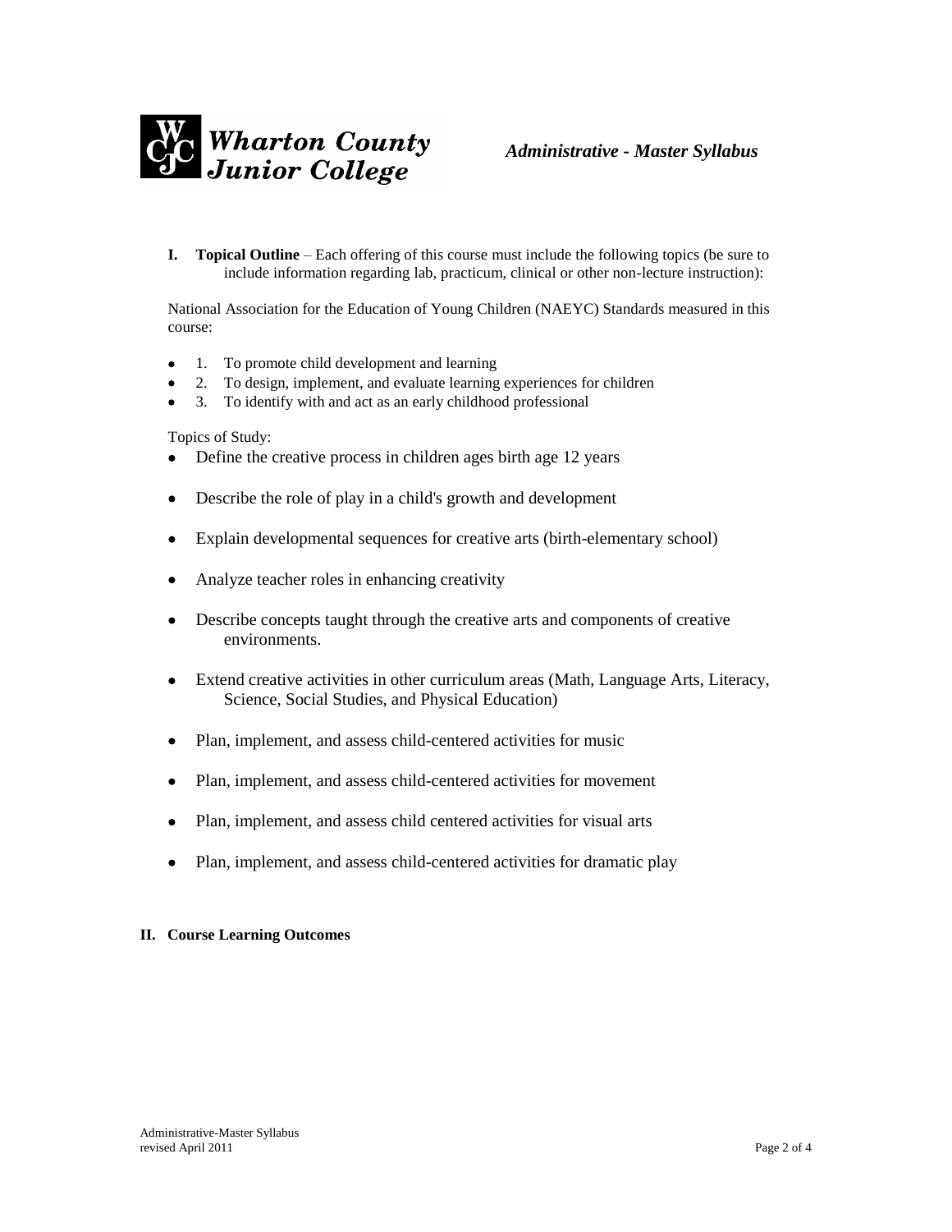**I. Topical Outline** – Each offering of this course must include the following topics (be sure to include information regarding lab, practicum, clinical or other non-lecture instruction):

National Association for the Education of Young Children (NAEYC) Standards measured in this course:

- 1. To promote child development and learning
- 2. To design, implement, and evaluate learning experiences for children
- 3. To identify with and act as an early childhood professional

Topics of Study:

- Define the creative process in children ages birth age 12 years
- Describe the role of play in a child's growth and development
- Explain developmental sequences for creative arts (birth-elementary school)
- Analyze teacher roles in enhancing creativity
- Describe concepts taught through the creative arts and components of creative environments.
- Extend creative activities in other curriculum areas (Math, Language Arts, Literacy, Science, Social Studies, and Physical Education)
- Plan, implement, and assess child-centered activities for music
- Plan, implement, and assess child-centered activities for movement
- Plan, implement, and assess child centered activities for visual arts
- Plan, implement, and assess child-centered activities for dramatic play

**II. Course Learning Outcomes**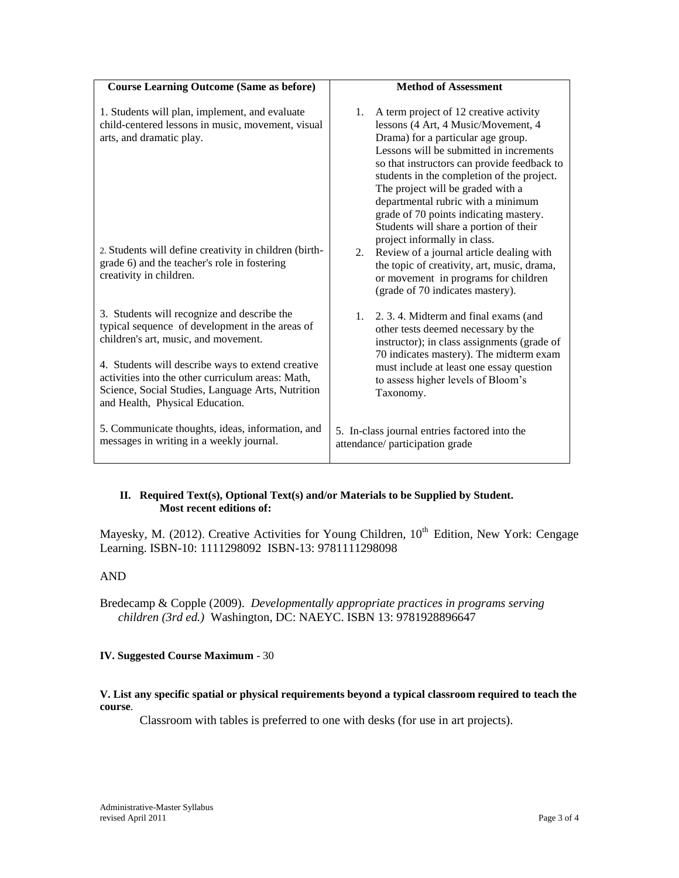| Course Learning Outcome (Same as before) | Method of Assessment |
|---|---|
| 1. Students will plan, implement, and evaluate child-centered lessons in music, movement, visual arts, and dramatic play. | 1. A term project of 12 creative activity lessons (4 Art, 4 Music/Movement, 4 Drama) for a particular age group. Lessons will be submitted in increments so that instructors can provide feedback to students in the completion of the project. The project will be graded with a departmental rubric with a minimum grade of 70 points indicating mastery. Students will share a portion of their project informally in class. |
| 2. Students will define creativity in children (birth-grade 6) and the teacher's role in fostering creativity in children. | 2. Review of a journal article dealing with the topic of creativity, art, music, drama, or movement in programs for children (grade of 70 indicates mastery). |
| 3. Students will recognize and describe the typical sequence of development in the areas of children's art, music, and movement.<br><br>4. Students will describe ways to extend creative activities into the other curriculum areas: Math, Science, Social Studies, Language Arts, Nutrition and Health, Physical Education. | 1. 2. 3. 4. Midterm and final exams (and other tests deemed necessary by the instructor); in class assignments (grade of 70 indicates mastery). The midterm exam must include at least one essay question to assess higher levels of Bloom's Taxonomy. |
| 5. Communicate thoughts, ideas, information, and messages in writing in a weekly journal. | 5. In-class journal entries factored into the attendance/ participation grade |

**II. Required Text(s), Optional Text(s) and/or Materials to be Supplied by Student. Most recent editions of:**

Mayesky, M. (2012). Creative Activities for Young Children, 10th Edition, New York: Cengage Learning. ISBN-10: 1111298092 ISBN-13: 9781111298098

AND

Bredecamp & Copple (2009). *Developmentally appropriate practices in programs serving children (3rd ed.)* Washington, DC: NAEYC. ISBN 13: 9781928896647

**IV. Suggested Course Maximum** - 30

**V. List any specific spatial or physical requirements beyond a typical classroom required to teach the course**.

Classroom with tables is preferred to one with desks (for use in art projects).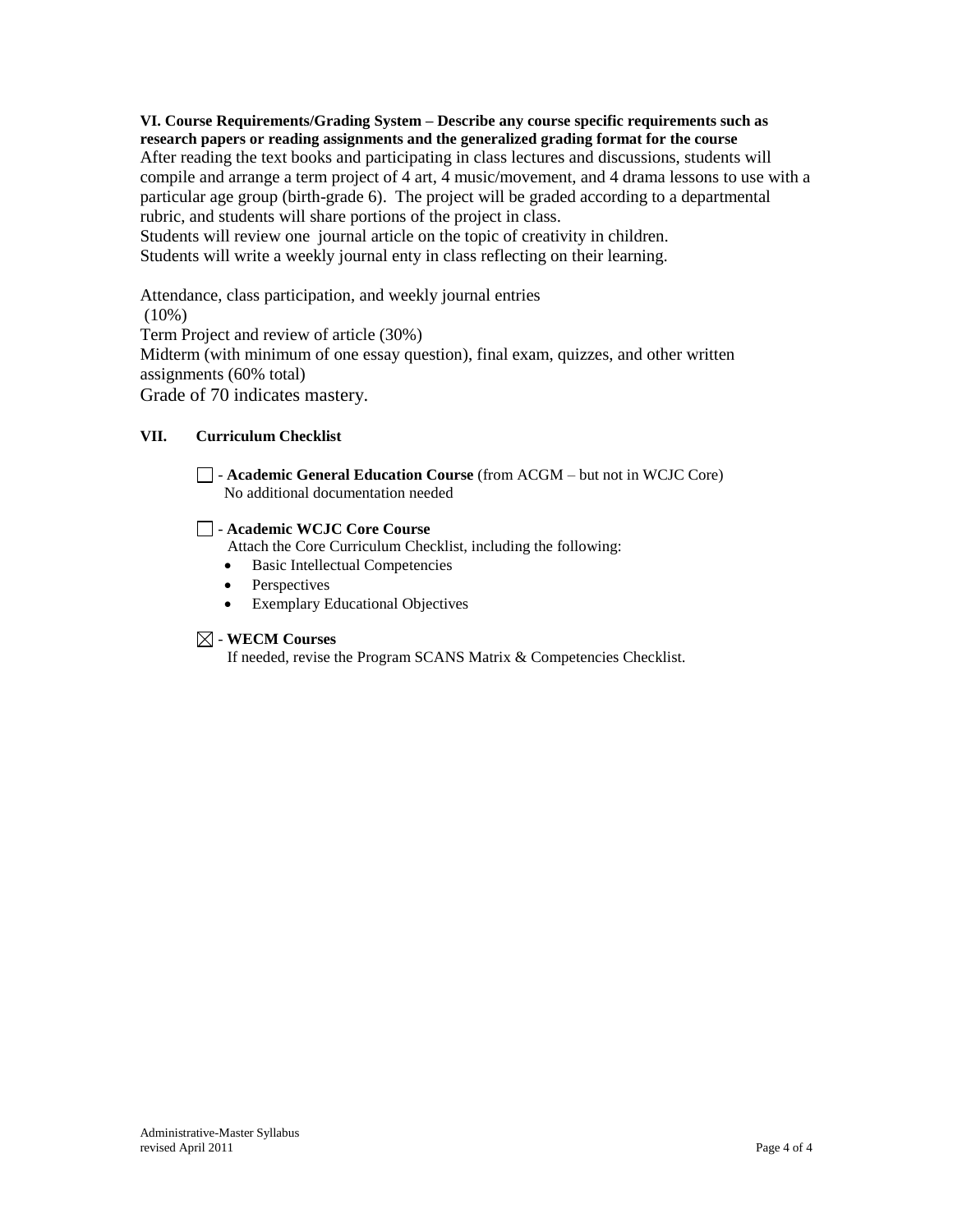**VI. Course Requirements/Grading System – Describe any course specific requirements such as research papers or reading assignments and the generalized grading format for the course**

After reading the text books and participating in class lectures and discussions, students will compile and arrange a term project of 4 art, 4 music/movement, and 4 drama lessons to use with a particular age group (birth-grade 6). The project will be graded according to a departmental rubric, and students will share portions of the project in class.
Students will review one journal article on the topic of creativity in children.
Students will write a weekly journal enty in class reflecting on their learning.

Attendance, class participation, and weekly journal entries
(10%)
Term Project and review of article (30%)
Midterm (with minimum of one essay question), final exam, quizzes, and other written assignments (60% total)
Grade of 70 indicates mastery.

## VII. Curriculum Checklist

☐ - **Academic General Education Course** (from ACGM – but not in WCJC Core)
No additional documentation needed

☐ - **Academic WCJC Core Course**
Attach the Core Curriculum Checklist, including the following:

- Basic Intellectual Competencies
- Perspectives
- Exemplary Educational Objectives

☒ - **WECM Courses**
If needed, revise the Program SCANS Matrix & Competencies Checklist.